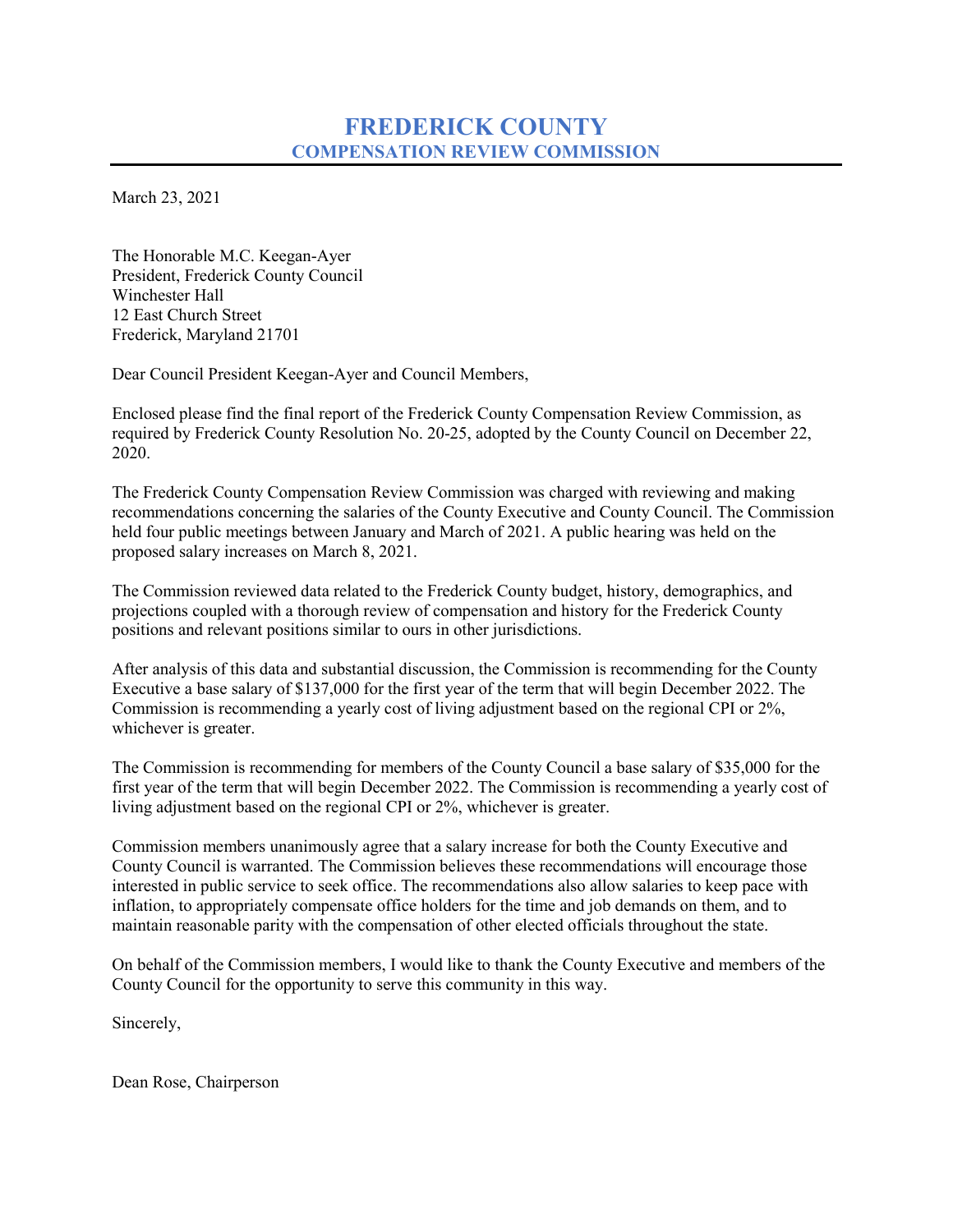# FREDERICK COUNTY
## COMPENSATION REVIEW COMMISSION

March 23, 2021

The Honorable M.C. Keegan-Ayer
President, Frederick County Council
Winchester Hall
12 East Church Street
Frederick, Maryland 21701

Dear Council President Keegan-Ayer and Council Members,

Enclosed please find the final report of the Frederick County Compensation Review Commission, as required by Frederick County Resolution No. 20-25, adopted by the County Council on December 22, 2020.

The Frederick County Compensation Review Commission was charged with reviewing and making recommendations concerning the salaries of the County Executive and County Council. The Commission held four public meetings between January and March of 2021. A public hearing was held on the proposed salary increases on March 8, 2021.

The Commission reviewed data related to the Frederick County budget, history, demographics, and projections coupled with a thorough review of compensation and history for the Frederick County positions and relevant positions similar to ours in other jurisdictions.

After analysis of this data and substantial discussion, the Commission is recommending for the County Executive a base salary of $137,000 for the first year of the term that will begin December 2022. The Commission is recommending a yearly cost of living adjustment based on the regional CPI or 2%, whichever is greater.

The Commission is recommending for members of the County Council a base salary of $35,000 for the first year of the term that will begin December 2022. The Commission is recommending a yearly cost of living adjustment based on the regional CPI or 2%, whichever is greater.

Commission members unanimously agree that a salary increase for both the County Executive and County Council is warranted. The Commission believes these recommendations will encourage those interested in public service to seek office. The recommendations also allow salaries to keep pace with inflation, to appropriately compensate office holders for the time and job demands on them, and to maintain reasonable parity with the compensation of other elected officials throughout the state.

On behalf of the Commission members, I would like to thank the County Executive and members of the County Council for the opportunity to serve this community in this way.

Sincerely,

Dean Rose, Chairperson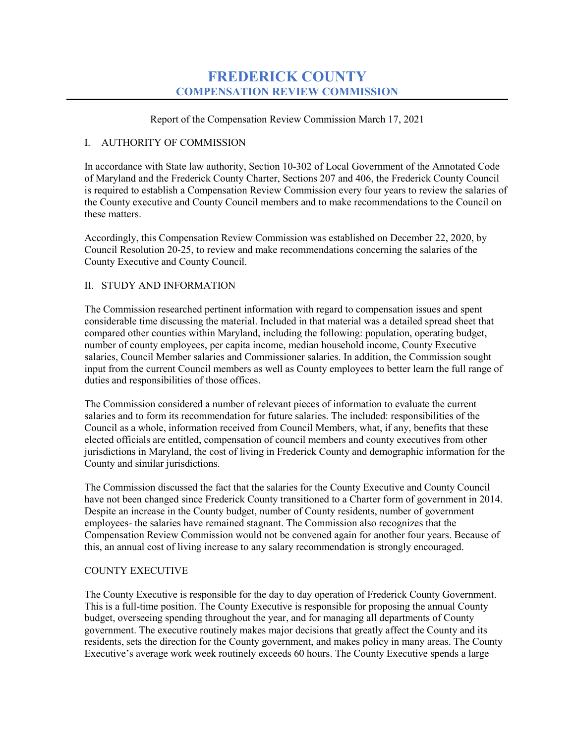# FREDERICK COUNTY
## COMPENSATION REVIEW COMMISSION

Report of the Compensation Review Commission March 17, 2021

I. AUTHORITY OF COMMISSION

In accordance with State law authority, Section 10-302 of Local Government of the Annotated Code of Maryland and the Frederick County Charter, Sections 207 and 406, the Frederick County Council is required to establish a Compensation Review Commission every four years to review the salaries of the County executive and County Council members and to make recommendations to the Council on these matters.

Accordingly, this Compensation Review Commission was established on December 22, 2020, by Council Resolution 20-25, to review and make recommendations concerning the salaries of the County Executive and County Council.

II. STUDY AND INFORMATION

The Commission researched pertinent information with regard to compensation issues and spent considerable time discussing the material. Included in that material was a detailed spread sheet that compared other counties within Maryland, including the following: population, operating budget, number of county employees, per capita income, median household income, County Executive salaries, Council Member salaries and Commissioner salaries. In addition, the Commission sought input from the current Council members as well as County employees to better learn the full range of duties and responsibilities of those offices.

The Commission considered a number of relevant pieces of information to evaluate the current salaries and to form its recommendation for future salaries. The included: responsibilities of the Council as a whole, information received from Council Members, what, if any, benefits that these elected officials are entitled, compensation of council members and county executives from other jurisdictions in Maryland, the cost of living in Frederick County and demographic information for the County and similar jurisdictions.

The Commission discussed the fact that the salaries for the County Executive and County Council have not been changed since Frederick County transitioned to a Charter form of government in 2014. Despite an increase in the County budget, number of County residents, number of government employees- the salaries have remained stagnant. The Commission also recognizes that the Compensation Review Commission would not be convened again for another four years. Because of this, an annual cost of living increase to any salary recommendation is strongly encouraged.

COUNTY EXECUTIVE

The County Executive is responsible for the day to day operation of Frederick County Government. This is a full-time position. The County Executive is responsible for proposing the annual County budget, overseeing spending throughout the year, and for managing all departments of County government. The executive routinely makes major decisions that greatly affect the County and its residents, sets the direction for the County government, and makes policy in many areas. The County Executive's average work week routinely exceeds 60 hours. The County Executive spends a large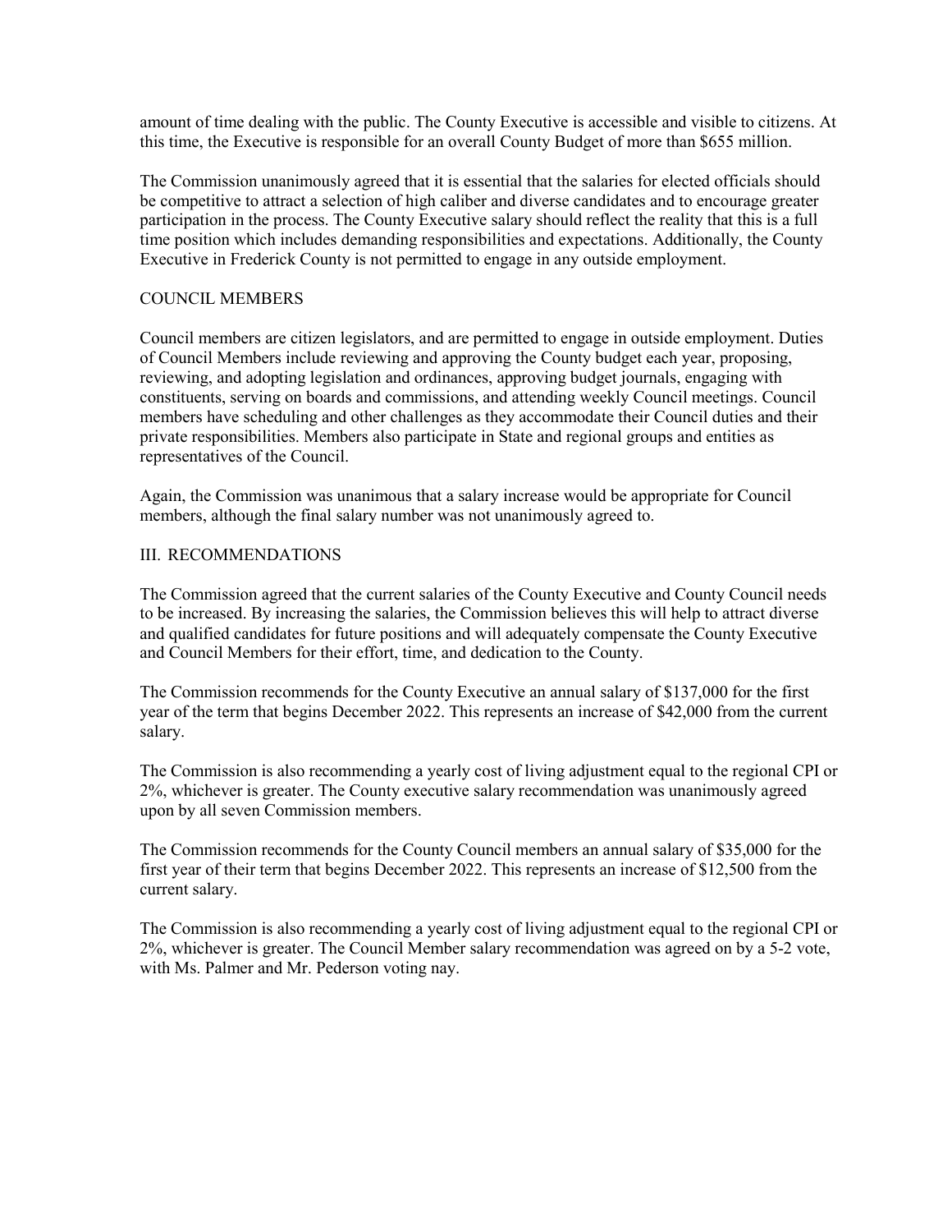amount of time dealing with the public. The County Executive is accessible and visible to citizens. At this time, the Executive is responsible for an overall County Budget of more than $655 million.

The Commission unanimously agreed that it is essential that the salaries for elected officials should be competitive to attract a selection of high caliber and diverse candidates and to encourage greater participation in the process. The County Executive salary should reflect the reality that this is a full time position which includes demanding responsibilities and expectations. Additionally, the County Executive in Frederick County is not permitted to engage in any outside employment.

## COUNCIL MEMBERS

Council members are citizen legislators, and are permitted to engage in outside employment. Duties of Council Members include reviewing and approving the County budget each year, proposing, reviewing, and adopting legislation and ordinances, approving budget journals, engaging with constituents, serving on boards and commissions, and attending weekly Council meetings. Council members have scheduling and other challenges as they accommodate their Council duties and their private responsibilities. Members also participate in State and regional groups and entities as representatives of the Council.

Again, the Commission was unanimous that a salary increase would be appropriate for Council members, although the final salary number was not unanimously agreed to.

## III. RECOMMENDATIONS

The Commission agreed that the current salaries of the County Executive and County Council needs to be increased. By increasing the salaries, the Commission believes this will help to attract diverse and qualified candidates for future positions and will adequately compensate the County Executive and Council Members for their effort, time, and dedication to the County.

The Commission recommends for the County Executive an annual salary of $137,000 for the first year of the term that begins December 2022. This represents an increase of $42,000 from the current salary.

The Commission is also recommending a yearly cost of living adjustment equal to the regional CPI or 2%, whichever is greater. The County executive salary recommendation was unanimously agreed upon by all seven Commission members.

The Commission recommends for the County Council members an annual salary of $35,000 for the first year of their term that begins December 2022. This represents an increase of $12,500 from the current salary.

The Commission is also recommending a yearly cost of living adjustment equal to the regional CPI or 2%, whichever is greater. The Council Member salary recommendation was agreed on by a 5-2 vote, with Ms. Palmer and Mr. Pederson voting nay.